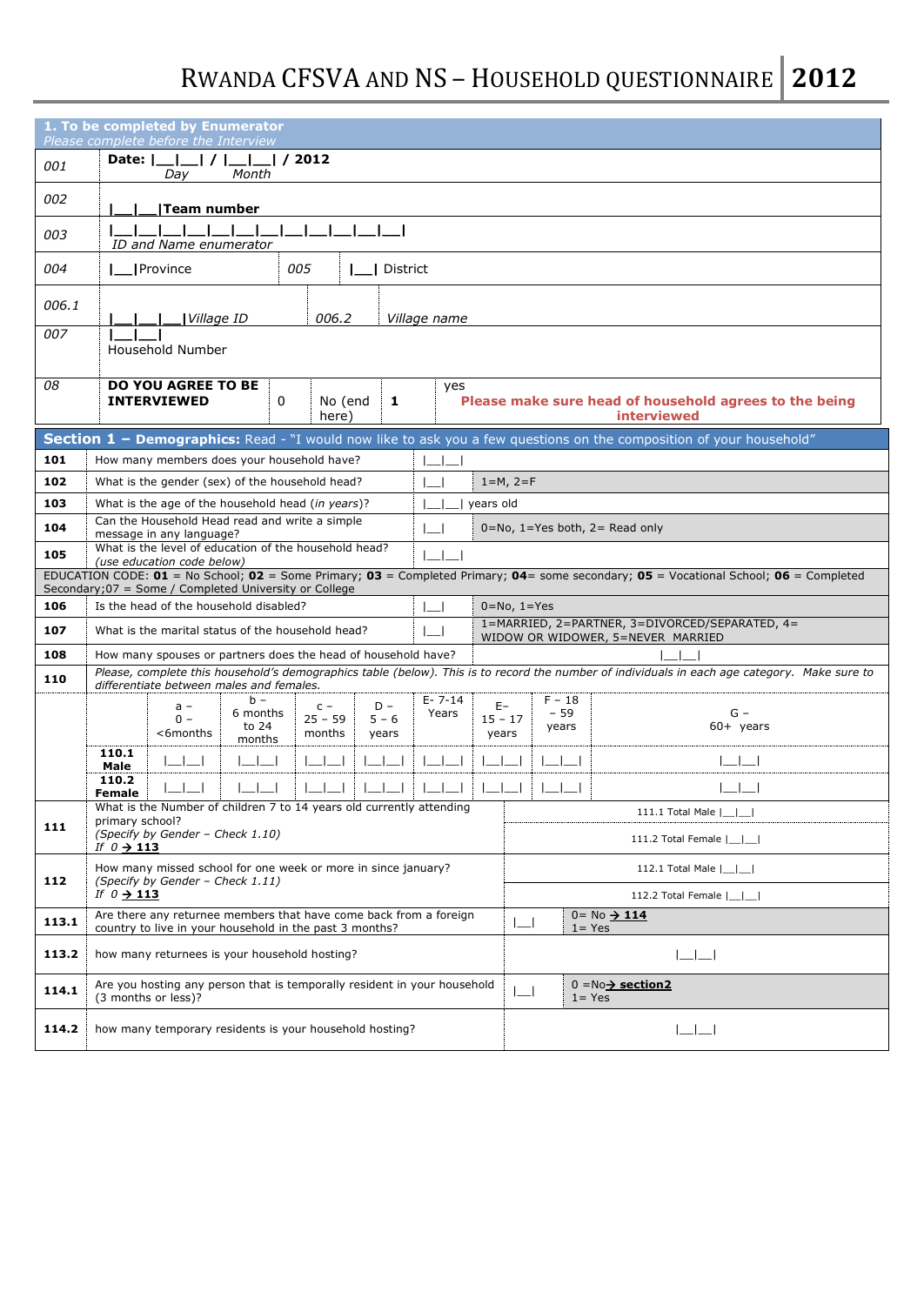# RWANDA CFSVA AND NS – HOUSEHOLD QUESTIONNAIRE 2012

## 1. To be completed by Enumerator

*Please complete before the Interview*

| | | | | | |
|---|---|---|---|---|---|
| *001* | **Date: \|__\|__\| / \|__\|__\| / 2012** *Day Month* | | | | |
| *002* | **\|__\|__\|Team number** | | | | |
| *003* | \|__\|__\|__\|__\|__\|__\|__\|__\|__\|__\|__\|__\|__\|__\| *ID and Name enumerator* | | | | |
| *004* | **\|__\|**Province | *005* | **\|__\|** District | | |
| *006.1* | **\|__\|__\|__\|**Village ID* | *006.2* | *Village name* | | |
| *007* | **\|__\|__\|** Household Number | | | | |
| *08* | **DO YOU AGREE TO BE INTERVIEWED** | 0 | No (end here) | **1** | yes **Please make sure head of household agrees to the being interviewed** |

## Section 1 – Demographics: Read – "I would now like to ask you a few questions on the composition of your household"

| | | | |
|---|---|---|---|
| **101** | How many members does your household have? | \|__\|__\| | |
| **102** | What is the gender (sex) of the household head? | \|__\| | 1=M, 2=F |
| **103** | What is the age of the household head (*in years*)? | \|__\|__\| years old | |
| **104** | Can the Household Head read and write a simple message in any language? | \|__\| | 0=No, 1=Yes both, 2= Read only |
| **105** | What is the level of education of the household head? (*use education code below*) | \|__\|__\| | |

EDUCATION CODE: **01** = No School; **02** = Some Primary; **03** = Completed Primary; **04**= some secondary; **05** = Vocational School; **06** = Completed Secondary;07 = Some / Completed University or College

| | | | |
|---|---|---|---|
| **106** | Is the head of the household disabled? | \|__\| | 0=No, 1=Yes |
| **107** | What is the marital status of the household head? | \|__\| | 1=MARRIED, 2=PARTNER, 3=DIVORCED/SEPARATED, 4= WIDOW OR WIDOWER, 5=NEVER MARRIED |
| **108** | How many spouses or partners does the head of household have? | | \|__\|__\| |
| **110** | *Please, complete this household's demographics table (below). This is to record the number of individuals in each age category. Make sure to differentiate between males and females.* | | |

| | a – 0 – <6months | b – 6 months to 24 months | c – 25 – 59 months | D – 5 – 6 years | E- 7-14 Years | E– 15 – 17 years | F – 18 – 59 years | G – 60+ years |
|---|---|---|---|---|---|---|---|---|
| **110.1 Male** | \|__\|__\| | \|__\|__\| | \|__\|__\| | \|__\|__\| | \|__\|__\| | \|__\|__\| | \|__\|__\| | \|__\|__\| |
| **110.2 Female** | \|__\|__\| | \|__\|__\| | \|__\|__\| | \|__\|__\| | \|__\|__\| | \|__\|__\| | \|__\|__\| | \|__\|__\| |

| | | | |
|---|---|---|---|
| **111** | What is the Number of children 7 to 14 years old currently attending primary school? *(Specify by Gender – Check 1.10)* *If 0 → **113*** | 111.1 Total Male \|__\|__\| <br> 111.2 Total Female \|__\|__\| | |
| **112** | How many missed school for one week or more in since january? *(Specify by Gender – Check 1.11)* *If 0 → **113*** | 112.1 Total Male \|__\|__\| <br> 112.2 Total Female \|__\|__\| | |
| **113.1** | Are there any returnee members that have come back from a foreign country to live in your household in the past 3 months? | \|__\| | 0= No → **114** <br> 1= Yes |
| **113.2** | how many returnees is your household hosting? | \|__\|__\| | |
| **114.1** | Are you hosting any person that is temporally resident in your household (3 months or less)? | \|__\| | 0 =No→ **section2** <br> 1= Yes |
| **114.2** | how many temporary residents is your household hosting? | \|__\|__\| | |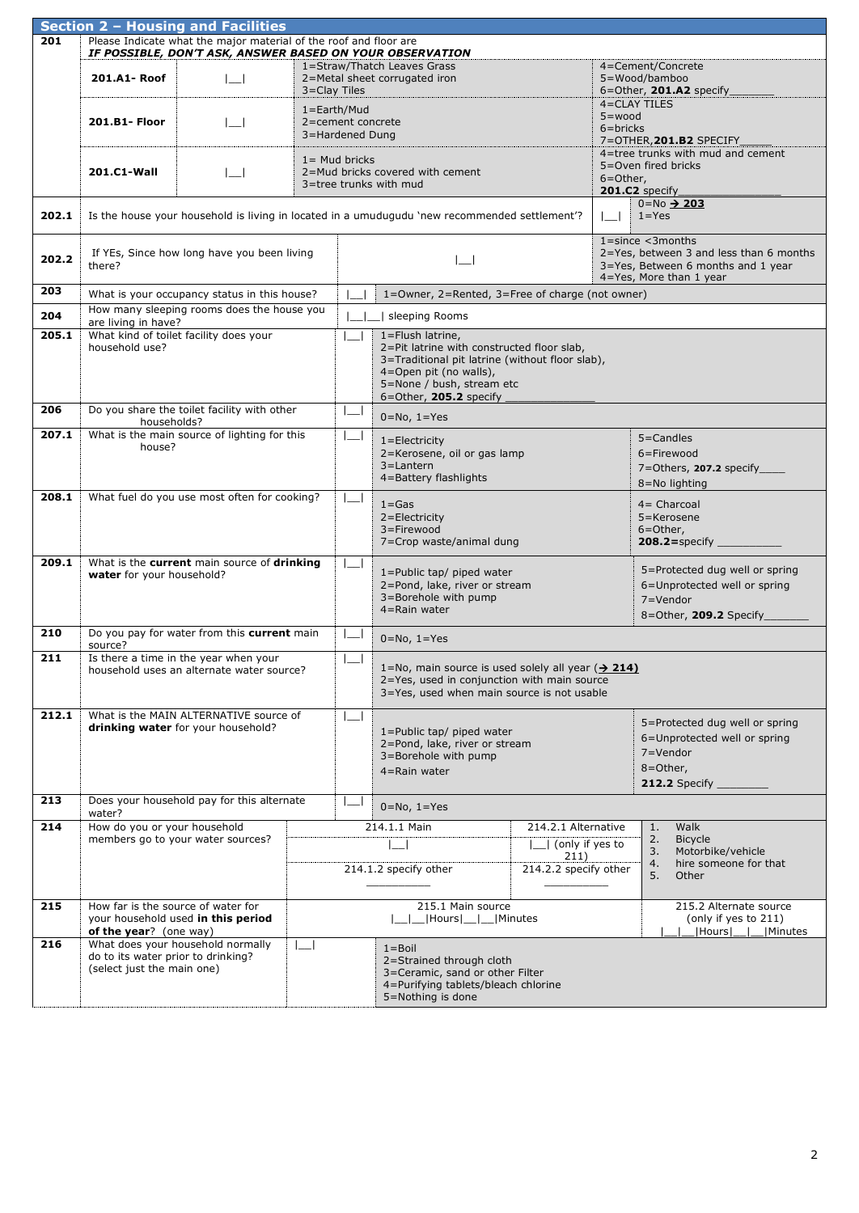## Section 2 – Housing and Facilities

| No. | Question | | Answer | Codes | |
|---|---|---|---|---|---|
| 201 | Please Indicate what the major material of the roof and floor are ***IF POSSIBLE, DON'T ASK, ANSWER BASED ON YOUR OBSERVATION*** | | | | |
| | **201.A1- Roof** | | \|__\| | 1=Straw/Thatch Leaves Grass<br>2=Metal sheet corrugated iron<br>3=Clay Tiles | 4=Cement/Concrete<br>5=Wood/bamboo<br>6=Other, **201.A2** specify_______ |
| | **201.B1- Floor** | | \|__\| | 1=Earth/Mud<br>2=cement concrete<br>3=Hardened Dung | 4=CLAY TILES<br>5=wood<br>6=bricks<br>7=OTHER,**201.B2** SPECIFY_____ |
| | **201.C1-Wall** | | \|__\| | 1= Mud bricks<br>2=Mud bricks covered with cement<br>3=tree trunks with mud | 4=tree trunks with mud and cement<br>5=Oven fired bricks<br>6=Other,<br>**201.C2** specify______________ |
| 202.1 | Is the house your household is living in located in a umudugudu 'new recommended settlement'? | | \|__\| | 0=No **→ 203**<br>1=Yes | |
| 202.2 | If YEs, Since how long have you been living there? | | \|__\| | 1=since <3months<br>2=Yes, between 3 and less than 6 months<br>3=Yes, Between 6 months and 1 year<br>4=Yes, More than 1 year | |
| 203 | What is your occupancy status in this house? | | \|__\| | 1=Owner, 2=Rented, 3=Free of charge (not owner) | |
| 204 | How many sleeping rooms does the house you are living in have? | | \|__\|__\| sleeping Rooms | | |
| 205.1 | What kind of toilet facility does your household use? | | \|__\| | 1=Flush latrine,<br>2=Pit latrine with constructed floor slab,<br>3=Traditional pit latrine (without floor slab),<br>4=Open pit (no walls),<br>5=None / bush, stream etc<br>6=Other, **205.2** specify ______________ | |
| 206 | Do you share the toilet facility with other households? | | \|__\| | 0=No, 1=Yes | |
| 207.1 | What is the main source of lighting for this house? | | \|__\| | 1=Electricity<br>2=Kerosene, oil or gas lamp<br>3=Lantern<br>4=Battery flashlights | 5=Candles<br>6=Firewood<br>7=Others, **207.2** specify____<br>8=No lighting |
| 208.1 | What fuel do you use most often for cooking? | | \|__\| | 1=Gas<br>2=Electricity<br>3=Firewood<br>7=Crop waste/animal dung | 4= Charcoal<br>5=Kerosene<br>6=Other,<br>**208.2**=specify ___________ |
| 209.1 | What is the **current** main source of **drinking water** for your household? | | \|__\| | 1=Public tap/ piped water<br>2=Pond, lake, river or stream<br>3=Borehole with pump<br>4=Rain water | 5=Protected dug well or spring<br>6=Unprotected well or spring<br>7=Vendor<br>8=Other, **209.2** Specify_______ |
| 210 | Do you pay for water from this **current** main source? | | \|__\| | 0=No, 1=Yes | |
| 211 | Is there a time in the year when your household uses an alternate water source? | | \|__\| | 1=No, main source is used solely all year (**→ 214**)<br>2=Yes, used in conjunction with main source<br>3=Yes, used when main source is not usable | |
| 212.1 | What is the MAIN ALTERNATIVE source of **drinking water** for your household? | | \|__\| | 1=Public tap/ piped water<br>2=Pond, lake, river or stream<br>3=Borehole with pump<br>4=Rain water | 5=Protected dug well or spring<br>6=Unprotected well or spring<br>7=Vendor<br>8=Other,<br>**212.2** Specify ________ |
| 213 | Does your household pay for this alternate water? | | \|__\| | 0=No, 1=Yes | |
| 214 | How do you or your household members go to your water sources? | 214.1.1 Main<br>\|__\|<br>214.1.2 specify other<br>__________ | 214.2.1 Alternative<br>\|__\| (only if yes to 211)<br>214.2.2 specify other<br>__________ | | 1. Walk<br>2. Bicycle<br>3. Motorbike/vehicle<br>4. hire someone for that<br>5. Other |
| 215 | How far is the source of water for your household used **in this period of the year**? (one way) | 215.1 Main source<br>\|__\|__\|Hours\|__\|__\|Minutes | | | 215.2 Alternate source (only if yes to 211)<br>\|__\|__\|Hours\|__\|__\|Minutes |
| 216 | What does your household normally do to its water prior to drinking? (select just the main one) | \|__\| | | 1=Boil<br>2=Strained through cloth<br>3=Ceramic, sand or other Filter<br>4=Purifying tablets/bleach chlorine<br>5=Nothing is done | |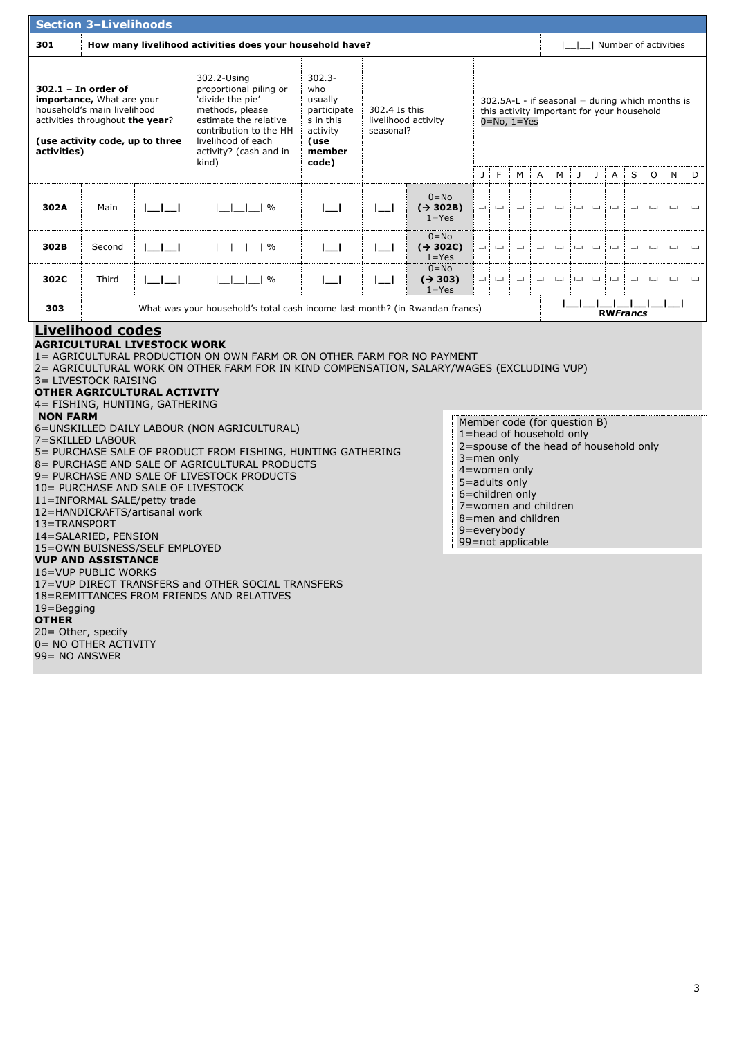## Section 3–Livelihoods

| 301 | How many livelihood activities does your household have? | |__|__| Number of activities |
|---|---|---|

| 302.1 – In order of importance, What are your household's main livelihood activities throughout the year? (use activity code, up to three activities) | | | 302.2-Using proportional piling or 'divide the pie' methods, please estimate the relative contribution to the HH livelihood of each livelihood activity? (cash and in kind) | 302.3-who usually participates in this activity (use member code) | 302.4 Is this livelihood activity seasonal? | | 302.5A-L - if seasonal = during which months is this activity important for your household 0=No, 1=Yes | | | | | | | | | | | |
|---|---|---|---|---|---|---|---|---|---|---|---|---|---|---|---|---|---|---|
| | | | | | | | J | F | M | A | M | J | J | A | S | O | N | D |
| 302A | Main | |__|__| | |__|__|__| % | |__| | |__| | 0=No (→ 302B) 1=Yes | |_| | |_| | |_| | |_| | |_| | |_| | |_| | |_| | |_| | |_| | |_| | |_| |
| 302B | Second | |__|__| | |__|__|__| % | |__| | |__| | 0=No (→ 302C) 1=Yes | |_| | |_| | |_| | |_| | |_| | |_| | |_| | |_| | |_| | |_| | |_| | |_| |
| 302C | Third | |__|__| | |__|__|__| % | |__| | |__| | 0=No (→ 303) 1=Yes | |_| | |_| | |_| | |_| | |_| | |_| | |_| | |_| | |_| | |_| | |_| | |_| |

| 303 | What was your household's total cash income last month? (in Rwandan francs) | |__|__|__|__|__|__|__| RW*Francs* |
|---|---|---|

## Livelihood codes

**AGRICULTURAL LIVESTOCK WORK**

1= AGRICULTURAL PRODUCTION ON OWN FARM OR ON OTHER FARM FOR NO PAYMENT
2= AGRICULTURAL WORK ON OTHER FARM FOR IN KIND COMPENSATION, SALARY/WAGES (EXCLUDING VUP)
3= LIVESTOCK RAISING

**OTHER AGRICULTURAL ACTIVITY**

4= FISHING, HUNTING, GATHERING

**NON FARM**

6=UNSKILLED DAILY LABOUR (NON AGRICULTURAL)
7=SKILLED LABOUR
5= PURCHASE SALE OF PRODUCT FROM FISHING, HUNTING GATHERING
8= PURCHASE AND SALE OF AGRICULTURAL PRODUCTS
9= PURCHASE AND SALE OF LIVESTOCK PRODUCTS
10= PURCHASE AND SALE OF LIVESTOCK
11=INFORMAL SALE/petty trade
12=HANDICRAFTS/artisanal work
13=TRANSPORT
14=SALARIED, PENSION
15=OWN BUISNESS/SELF EMPLOYED

**VUP AND ASSISTANCE**

16=VUP PUBLIC WORKS
17=VUP DIRECT TRANSFERS and OTHER SOCIAL TRANSFERS
18=REMITTANCES FROM FRIENDS AND RELATIVES
19=Begging

**OTHER**

20= Other, specify
0= NO OTHER ACTIVITY
99= NO ANSWER

Member code (for question B)
1=head of household only
2=spouse of the head of household only
3=men only
4=women only
5=adults only
6=children only
7=women and children
8=men and children
9=everybody
99=not applicable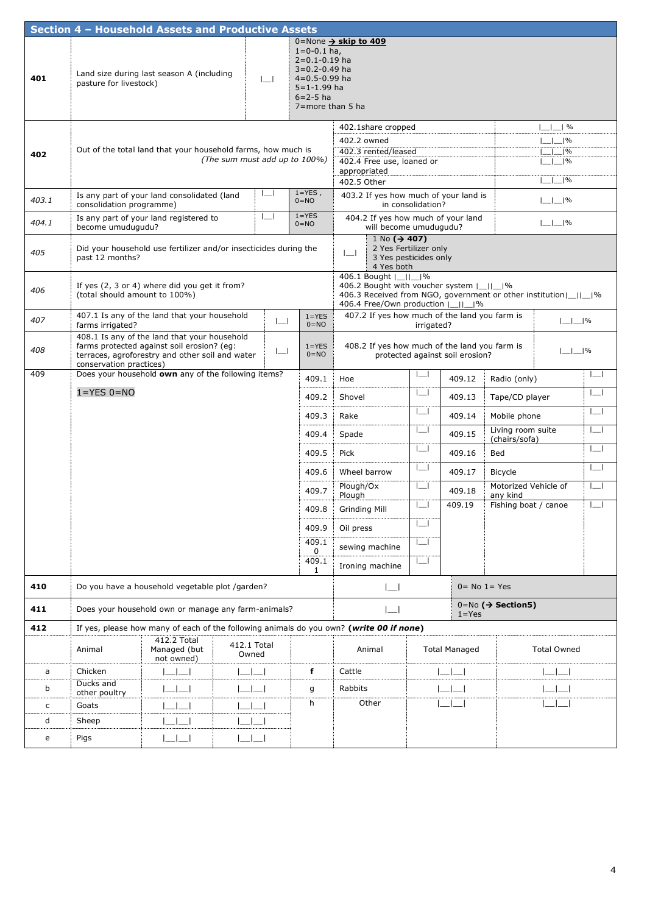## Section 4 – Household Assets and Productive Assets

| No. | Question | Answer | Codes |
|---|---|---|---|
| **401** | Land size during last season A (including pasture for livestock) | \|__\| | 0=None → **skip to 409**<br>1=0-0.1 ha,<br>2=0.1-0.19 ha<br>3=0.2-0.49 ha<br>4=0.5-0.99 ha<br>5=1-1.99 ha<br>6=2-5 ha<br>7=more than 5 ha |

| No. | Question | Item | Answer |
|---|---|---|---|
| **402** | Out of the total land that your household farms, how much is *(The sum must add up to 100%)* | 402.1share cropped | \|__\|__\| % |
| | | 402.2 owned | \|__\|__\|% |
| | | 402.3 rented/leased | \|__\|__\|% |
| | | 402.4 Free use, loaned or appropriated | \|__\|__\|% |
| | | 402.5 Other | \|__\|__\|% |

| No. | Question | Answer | Codes | Follow-up | Answer |
|---|---|---|---|---|---|
| *403.1* | Is any part of your land consolidated (land consolidation programme) | \|__\| | 1=YES , 0=NO | 403.2 If yes how much of your land is in consolidation? | \|__\|__\|% |
| *404.1* | Is any part of your land registered to become umudugudu? | \|__\| | 1=YES 0=NO | 404.2 If yes how much of your land will become umudugudu? | \|__\|__\|% |
| *407* | 407.1 Is any of the land that your household farms irrigated? | \|__\| | 1=YES 0=NO | 407.2 If yes how much of the land you farm is irrigated? | \|__\|__\|% |
| *408* | 408.1 Is any of the land that your household farms protected against soil erosion? (eg: terraces, agroforestry and other soil and water conservation practices) | \|__\| | 1=YES 0=NO | 408.2 If yes how much of the land you farm is protected against soil erosion? | \|__\|__\|% |

| No. | Question | Answer | Codes |
|---|---|---|---|
| *405* | Did your household use fertilizer and/or insecticides during the past 12 months? | \|__\| | 1 No (**→ 407**)<br>2 Yes Fertilizer only<br>3 Yes pesticides only<br>4 Yes both |
| *406* | If yes (2, 3 or 4) where did you get it from? (total should amount to 100%) | | 406.1 Bought \|__\|\|__\|%<br>406.2 Bought with voucher system \|__\|\|__\|%<br>406.3 Received from NGO, government or other institution\|__\|\|__\|%<br>406.4 Free/Own production \|__\|\|__\|% |

**409** Does your household **own** any of the following items? 1=YES 0=NO

| Code | Item | Answer | Code | Item | Answer |
|---|---|---|---|---|---|
| 409.1 | Hoe | \|__\| | 409.12 | Radio (only) | \|__\| |
| 409.2 | Shovel | \|__\| | 409.13 | Tape/CD player | \|__\| |
| 409.3 | Rake | \|__\| | 409.14 | Mobile phone | \|__\| |
| 409.4 | Spade | \|__\| | 409.15 | Living room suite (chairs/sofa) | \|__\| |
| 409.5 | Pick | \|__\| | 409.16 | Bed | \|__\| |
| 409.6 | Wheel barrow | \|__\| | 409.17 | Bicycle | \|__\| |
| 409.7 | Plough/Ox Plough | \|__\| | 409.18 | Motorized Vehicle of any kind | \|__\| |
| 409.8 | Grinding Mill | \|__\| | 409.19 | Fishing boat / canoe | \|__\| |
| 409.9 | Oil press | \|__\| | | | |
| 409.10 | sewing machine | \|__\| | | | |
| 409.11 | Ironing machine | \|__\| | | | |

| No. | Question | Answer | Codes |
|---|---|---|---|
| **410** | Do you have a household vegetable plot /garden? | \|__\| | 0= No 1= Yes |
| **411** | Does your household own or manage any farm-animals? | \|__\| | 0=No (**→ Section5)**<br>1=Yes |

**412** If yes, please how many of each of the following animals do you own? **(*write 00 if none*)**

| | Animal | 412.2 Total Managed (but not owned) | 412.1 Total Owned | | Animal | Total Managed | Total Owned |
|---|---|---|---|---|---|---|---|
| a | Chicken | \|__\|__\| | \|__\|__\| | **f** | Cattle | \|__\|__\| | \|__\|__\| |
| b | Ducks and other poultry | \|__\|__\| | \|__\|__\| | g | Rabbits | \|__\|__\| | \|__\|__\| |
| c | Goats | \|__\|__\| | \|__\|__\| | h | Other | \|__\|__\| | \|__\|__\| |
| d | Sheep | \|__\|__\| | \|__\|__\| | | | | |
| e | Pigs | \|__\|__\| | \|__\|__\| | | | | |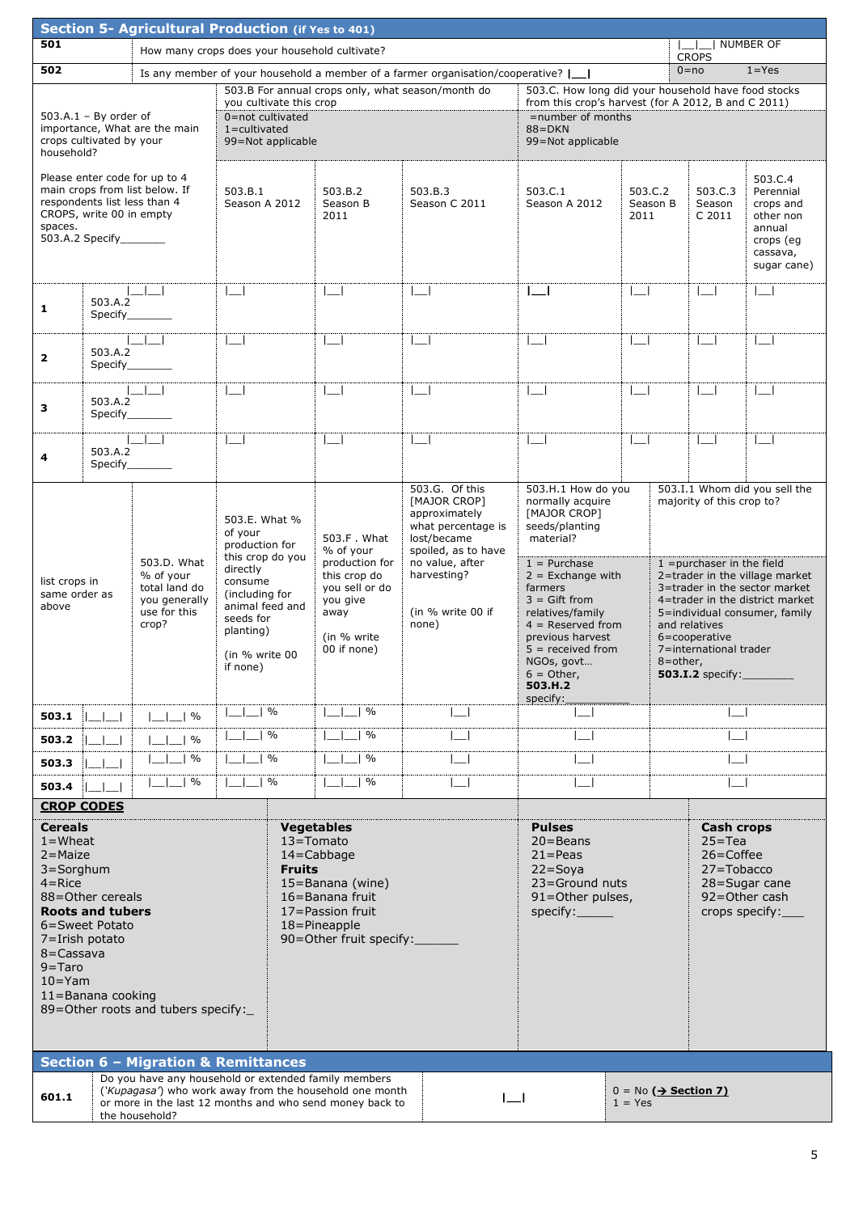## Section 5- Agricultural Production (if Yes to 401)

| | | | |
|---|---|---|---|
| 501 | How many crops does your household cultivate? | \|__\|__\| NUMBER OF CROPS | |
| 502 | Is any member of your household a member of a farmer organisation/cooperative? \|__\| | 0=no | 1=Yes |

| 503.A.1 – By order of importance, What are the main crops cultivated by your household? | | 503.B For annual crops only, what season/month do you cultivate this crop<br>0=not cultivated<br>1=cultivated<br>99=Not applicable | | | 503.C. How long did your household have food stocks from this crop's harvest (for A 2012, B and C 2011)<br>=number of months<br>88=DKN<br>99=Not applicable | | | |
|---|---|---|---|---|---|---|---|---|
| Please enter code for up to 4 main crops from list below. If respondents list less than 4 CROPS, write 00 in empty spaces.<br>503.A.2 Specify_______ | | 503.B.1 Season A 2012 | 503.B.2 Season B 2011 | 503.B.3 Season C 2011 | 503.C.1 Season A 2012 | 503.C.2 Season B 2011 | 503.C.3 Season C 2011 | 503.C.4 Perennial crops and other non annual crops (eg cassava, sugar cane) |
| 1 | \|__\|__\|<br>503.A.2 Specify_______ | \|__\| | \|__\| | \|__\| | \|__\| | \|__\| | \|__\| | \|__\| |
| 2 | \|__\|__\|<br>503.A.2 Specify_______ | \|__\| | \|__\| | \|__\| | \|__\| | \|__\| | \|__\| | \|__\| |
| 3 | \|__\|__\|<br>503.A.2 Specify_______ | \|__\| | \|__\| | \|__\| | \|__\| | \|__\| | \|__\| | \|__\| |
| 4 | \|__\|__\|<br>503.A.2 Specify_______ | \|__\| | \|__\| | \|__\| | \|__\| | \|__\| | \|__\| | \|__\| |

| list crops in same order as above | | 503.D. What % of your total land do you generally use for this crop? | 503.E. What % of your production for this crop do you directly consume (including for animal feed and seeds for planting)<br>(in % write 00 if none) | 503.F . What % of your production for this crop do you sell or do you give away<br>(in % write 00 if none) | 503.G. Of this [MAJOR CROP] approximately what percentage is lost/became spoiled, as to have no value, after harvesting?<br>(in % write 00 if none) | 503.H.1 How do you normally acquire [MAJOR CROP] seeds/planting material?<br>1 = Purchase<br>2 = Exchange with farmers<br>3 = Gift from relatives/family<br>4 = Reserved from previous harvest<br>5 = received from NGOs, govt…<br>6 = Other,<br>**503.H.2** specify:__________ | 503.I.1 Whom did you sell the majority of this crop to?<br>1 =purchaser in the field<br>2=trader in the village market<br>3=trader in the sector market<br>4=trader in the district market<br>5=individual consumer, family and relatives<br>6=cooperative<br>7=international trader<br>8=other,<br>**503.I.2** specify:________ |
|---|---|---|---|---|---|---|---|
| **503.1** | \|__\|__\| | \|__\|__\| % | \|__\|__\| % | \|__\|__\| % | \|__\| | \|__\| | \|__\| |
| **503.2** | \|__\|__\| | \|__\|__\| % | \|__\|__\| % | \|__\|__\| % | \|__\| | \|__\| | \|__\| |
| **503.3** | \|__\|__\| | \|__\|__\| % | \|__\|__\| % | \|__\|__\| % | \|__\| | \|__\| | \|__\| |
| **503.4** | \|__\|__\| | \|__\|__\| % | \|__\|__\| % | \|__\|__\| % | \|__\| | \|__\| | \|__\| |

**CROP CODES**

| **Cereals**<br>1=Wheat<br>2=Maize<br>3=Sorghum<br>4=Rice<br>88=Other cereals<br>**Roots and tubers**<br>6=Sweet Potato<br>7=Irish potato<br>8=Cassava<br>9=Taro<br>10=Yam<br>11=Banana cooking<br>89=Other roots and tubers specify:_ | **Vegetables**<br>13=Tomato<br>14=Cabbage<br>**Fruits**<br>15=Banana (wine)<br>16=Banana fruit<br>17=Passion fruit<br>18=Pineapple<br>90=Other fruit specify:______ | **Pulses**<br>20=Beans<br>21=Peas<br>22=Soya<br>23=Ground nuts<br>91=Other pulses, specify:_____ | **Cash crops**<br>25=Tea<br>26=Coffee<br>27=Tobacco<br>28=Sugar cane<br>92=Other cash crops specify:___ |
|---|---|---|---|

## Section 6 – Migration & Remittances

| | | | |
|---|---|---|---|
| 601.1 | Do you have any household or extended family members (*'Kupagasa'*) who work away from the household one month or more in the last 12 months and who send money back to the household? | \|__\| | 0 = No (**→ Section 7**)<br>1 = Yes |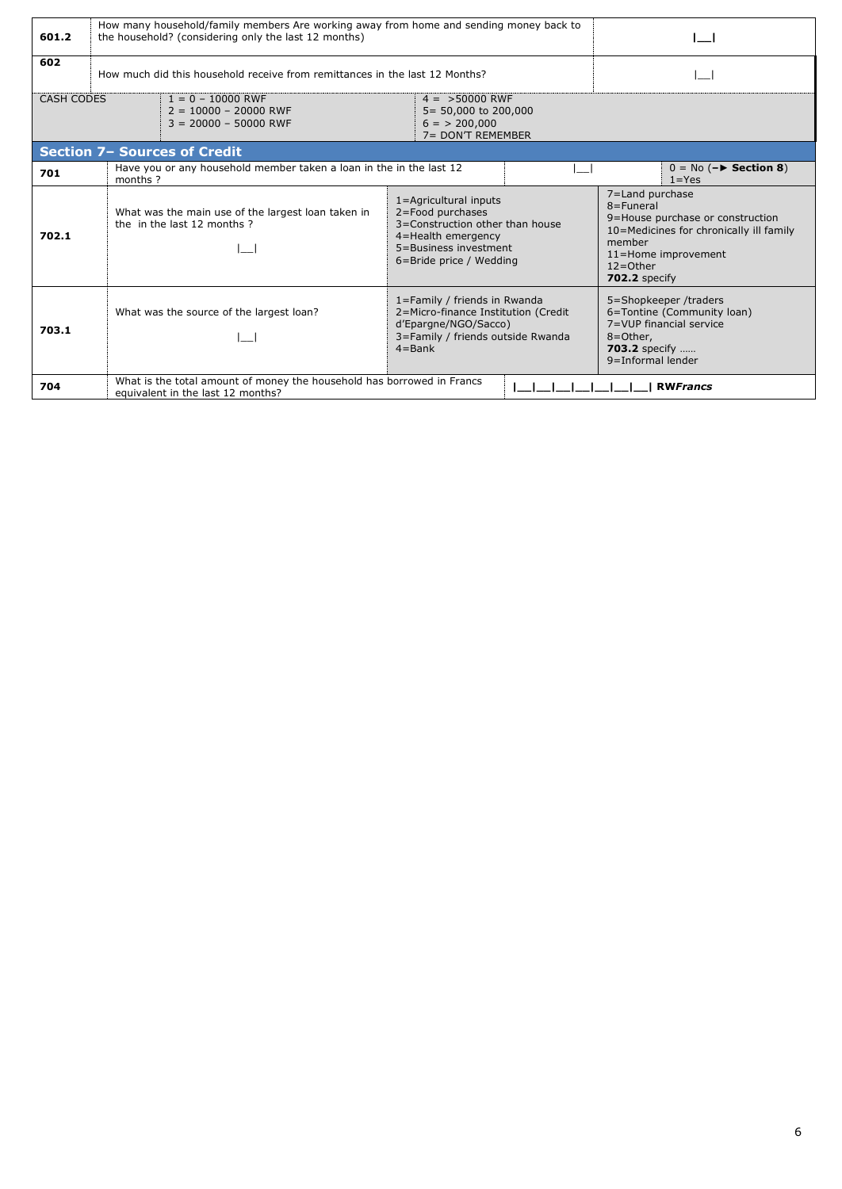| | | |
|---|---|---|
| 601.2 | How many household/family members Are working away from home and sending money back to the household? (considering only the last 12 months) | \|__\| |
| 602 | How much did this household receive from remittances in the last 12 Months? | \|__\| |

| CASH CODES | 1 = 0 – 10000 RWF<br>2 = 10000 – 20000 RWF<br>3 = 20000 – 50000 RWF | 4 = >50000 RWF<br>5= 50,000 to 200,000<br>6 = > 200,000<br>7= DON'T REMEMBER |
|---|---|---|

## Section 7– Sources of Credit

| | | | |
|---|---|---|---|
| 701 | Have you or any household member taken a loan in the in the last 12 months ? | \|__\| | 0 = No (–► **Section 8**)<br>1=Yes |
| 702.1 | What was the main use of the largest loan taken in the in the last 12 months ?<br>\|__\| | 1=Agricultural inputs<br>2=Food purchases<br>3=Construction other than house<br>4=Health emergency<br>5=Business investment<br>6=Bride price / Wedding | 7=Land purchase<br>8=Funeral<br>9=House purchase or construction<br>10=Medicines for chronically ill family member<br>11=Home improvement<br>12=Other<br>**702.2** specify |
| 703.1 | What was the source of the largest loan?<br>\|__\| | 1=Family / friends in Rwanda<br>2=Micro-finance Institution (Credit d'Epargne/NGO/Sacco)<br>3=Family / friends outside Rwanda<br>4=Bank | 5=Shopkeeper /traders<br>6=Tontine (Community loan)<br>7=VUP financial service<br>8=Other,<br>**703.2** specify ……<br>9=Informal lender |
| 704 | What is the total amount of money the household has borrowed in Francs equivalent in the last 12 months? | **\|__\|__\|__\|__\|__\|__\|__\| RW*Francs*** | |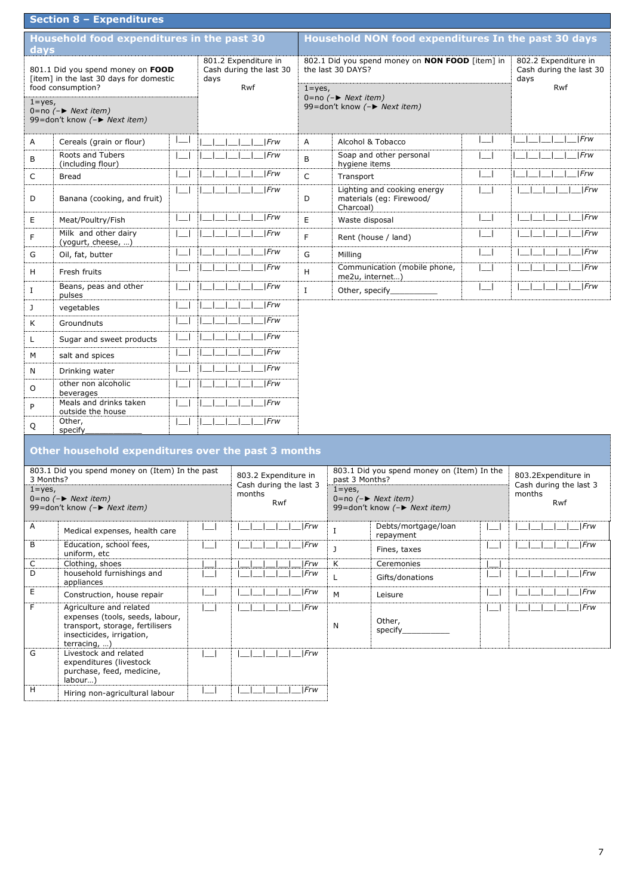## Section 8 – Expenditures

### Household food expenditures in the past 30 days

| | 801.1 Did you spend money on **FOOD** [item] in the last 30 days for domestic food consumption?<br>1=yes,<br>0=no *(–► Next item)*<br>99=don't know *(–► Next item)* | | 801.2 Expenditure in Cash during the last 30 days<br>Rwf |
|---|---|---|---|
| A | Cereals (grain or flour) | \|__\| | \|__\|__\|__\|__\|__\|*Frw* |
| B | Roots and Tubers (including flour) | \|__\| | \|__\|__\|__\|__\|__\|*Frw* |
| C | Bread | \|__\| | \|__\|__\|__\|__\|__\|*Frw* |
| D | Banana (cooking, and fruit) | \|__\| | \|__\|__\|__\|__\|__\|*Frw* |
| E | Meat/Poultry/Fish | \|__\| | \|__\|__\|__\|__\|__\|*Frw* |
| F | Milk and other dairy (yogurt, cheese, …) | \|__\| | \|__\|__\|__\|__\|__\|*Frw* |
| G | Oil, fat, butter | \|__\| | \|__\|__\|__\|__\|__\|*Frw* |
| H | Fresh fruits | \|__\| | \|__\|__\|__\|__\|__\|*Frw* |
| I | Beans, peas and other pulses | \|__\| | \|__\|__\|__\|__\|__\|*Frw* |
| J | vegetables | \|__\| | \|__\|__\|__\|__\|__\|*Frw* |
| K | Groundnuts | \|__\| | \|__\|__\|__\|__\|__\|*Frw* |
| L | Sugar and sweet products | \|__\| | \|__\|__\|__\|__\|__\|*Frw* |
| M | salt and spices | \|__\| | \|__\|__\|__\|__\|__\|*Frw* |
| N | Drinking water | \|__\| | \|__\|__\|__\|__\|__\|*Frw* |
| O | other non alcoholic beverages | \|__\| | \|__\|__\|__\|__\|__\|*Frw* |
| P | Meals and drinks taken outside the house | \|__\| | \|__\|__\|__\|__\|__\|*Frw* |
| Q | Other, specify_____________ | \|__\| | \|__\|__\|__\|__\|__\|*Frw* |

### Household NON food expenditures In the past 30 days

| | 802.1 Did you spend money on **NON FOOD** [item] in the last 30 DAYS?<br>1=yes,<br>0=no *(–► Next item)*<br>99=don't know *(–► Next item)* | | 802.2 Expenditure in Cash during the last 30 days<br>Rwf |
|---|---|---|---|
| A | Alcohol & Tobacco | \|__\| | \|__\|__\|__\|__\|__\|*Frw* |
| B | Soap and other personal hygiene items | \|__\| | \|__\|__\|__\|__\|__\|*Frw* |
| C | Transport | \|__\| | \|__\|__\|__\|__\|__\|*Frw* |
| D | Lighting and cooking energy materials (eg: Firewood/ Charcoal) | \|__\| | \|__\|__\|__\|__\|__\|*Frw* |
| E | Waste disposal | \|__\| | \|__\|__\|__\|__\|__\|*Frw* |
| F | Rent (house / land) | \|__\| | \|__\|__\|__\|__\|__\|*Frw* |
| G | Milling | \|__\| | \|__\|__\|__\|__\|__\|*Frw* |
| H | Communication (mobile phone, me2u, internet…) | \|__\| | \|__\|__\|__\|__\|__\|*Frw* |
| I | Other, specify___________ | \|__\| | \|__\|__\|__\|__\|__\|*Frw* |

### Other household expenditures over the past 3 months

| | 803.1 Did you spend money on (Item) In the past 3 Months?<br>1=yes,<br>0=no *(–► Next item)*<br>99=don't know *(–► Next item)* | | 803.2 Expenditure in Cash during the last 3 months<br>Rwf |
|---|---|---|---|
| A | Medical expenses, health care | \|__\| | \|__\|__\|__\|__\|__\|*Frw* |
| B | Education, school fees, uniform, etc | \|__\| | \|__\|__\|__\|__\|__\|*Frw* |
| C | Clothing, shoes | \|__\| | \|__\|__\|__\|__\|__\|*Frw* |
| D | household furnishings and appliances | \|__\| | \|__\|__\|__\|__\|__\|*Frw* |
| E | Construction, house repair | \|__\| | \|__\|__\|__\|__\|__\|*Frw* |
| F | Agriculture and related expenses (tools, seeds, labour, transport, storage, fertilisers insecticides, irrigation, terracing, …) | \|__\| | \|__\|__\|__\|__\|__\|*Frw* |
| G | Livestock and related expenditures (livestock purchase, feed, medicine, labour…) | \|__\| | \|__\|__\|__\|__\|__\|*Frw* |
| H | Hiring non-agricultural labour | \|__\| | \|__\|__\|__\|__\|__\|*Frw* |

| | 803.1 Did you spend money on (Item) In the past 3 Months?<br>1=yes,<br>0=no *(–► Next item)*<br>99=don't know *(–► Next item)* | | 803.2Expenditure in Cash during the last 3 months<br>Rwf |
|---|---|---|---|
| I | Debts/mortgage/loan repayment | \|__\| | \|__\|__\|__\|__\|__\|*Frw* |
| J | Fines, taxes | \|__\| | \|__\|__\|__\|__\|__\|*Frw* |
| K | Ceremonies | \|__\| | |
| L | Gifts/donations | \|__\| | \|__\|__\|__\|__\|__\|*Frw* |
| M | Leisure | \|__\| | \|__\|__\|__\|__\|__\|*Frw* |
| N | Other, specify___________ | \|__\| | \|__\|__\|__\|__\|__\|*Frw* |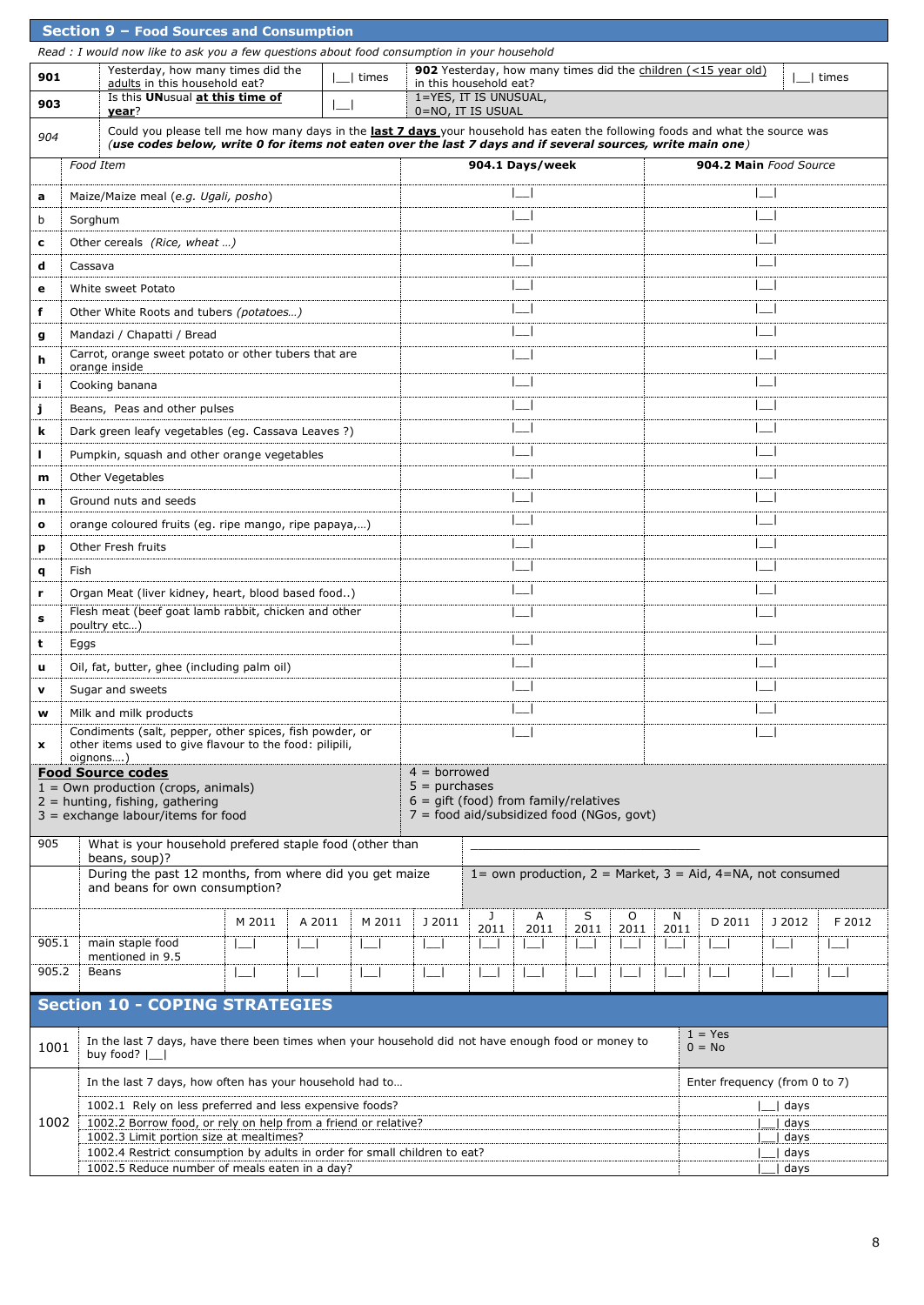## Section 9 – Food Sources and Consumption

*Read : I would now like to ask you a few questions about food consumption in your household*

| | | | | | |
|---|---|---|---|---|---|
| 901 | Yesterday, how many times did the adults in this household eat? | \|__\| times | 902 Yesterday, how many times did the children (<15 year old) in this household eat? | | \|__\| times |
| 903 | Is this **UN**usual **at this time of year**? | \|__\| | 1=YES, IT IS UNUSUAL, 0=NO, IT IS USUAL | | |

*904* Could you please tell me how many days in the **last 7 days** your household has eaten the following foods and what the source was (***use codes below, write 0 for items not eaten over the last 7 days and if several sources, write main one***)

| | *Food Item* | **904.1 Days/week** | **904.2 Main** *Food Source* |
|---|---|---|---|
| **a** | Maize/Maize meal (*e.g. Ugali, posho*) | \|__\| | \|__\| |
| b | Sorghum | \|__\| | \|__\| |
| **c** | Other cereals *(Rice, wheat …)* | \|__\| | \|__\| |
| **d** | Cassava | \|__\| | \|__\| |
| **e** | White sweet Potato | \|__\| | \|__\| |
| **f** | Other White Roots and tubers *(potatoes…)* | \|__\| | \|__\| |
| **g** | Mandazi / Chapatti / Bread | \|__\| | \|__\| |
| **h** | Carrot, orange sweet potato or other tubers that are orange inside | \|__\| | \|__\| |
| **i** | Cooking banana | \|__\| | \|__\| |
| **j** | Beans, Peas and other pulses | \|__\| | \|__\| |
| **k** | Dark green leafy vegetables (eg. Cassava Leaves ?) | \|__\| | \|__\| |
| **l** | Pumpkin, squash and other orange vegetables | \|__\| | \|__\| |
| **m** | Other Vegetables | \|__\| | \|__\| |
| **n** | Ground nuts and seeds | \|__\| | \|__\| |
| **o** | orange coloured fruits (eg. ripe mango, ripe papaya,…) | \|__\| | \|__\| |
| **p** | Other Fresh fruits | \|__\| | \|__\| |
| **q** | Fish | \|__\| | \|__\| |
| **r** | Organ Meat (liver kidney, heart, blood based food..) | \|__\| | \|__\| |
| **s** | Flesh meat (beef goat lamb rabbit, chicken and other poultry etc…) | \|__\| | \|__\| |
| **t** | Eggs | \|__\| | \|__\| |
| **u** | Oil, fat, butter, ghee (including palm oil) | \|__\| | \|__\| |
| **v** | Sugar and sweets | \|__\| | \|__\| |
| **w** | Milk and milk products | \|__\| | \|__\| |
| **x** | Condiments (salt, pepper, other spices, fish powder, or other items used to give flavour to the food: pilipili, oignons….) | \|__\| | \|__\| |

**Food Source codes**
1 = Own production (crops, animals)
2 = hunting, fishing, gathering
3 = exchange labour/items for food
4 = borrowed
5 = purchases
6 = gift (food) from family/relatives
7 = food aid/subsidized food (NGOs, govt)

| 905 | What is your household prefered staple food (other than beans, soup)? | ______________________________ |
|---|---|---|
| | During the past 12 months, from where did you get maize and beans for own consumption? | 1= own production, 2 = Market, 3 = Aid, 4=NA, not consumed |

| | | M 2011 | A 2011 | M 2011 | J 2011 | J 2011 | A 2011 | S 2011 | O 2011 | N 2011 | D 2011 | J 2012 | F 2012 |
|---|---|---|---|---|---|---|---|---|---|---|---|---|---|
| 905.1 | main staple food mentioned in 9.5 | \|__\| | \|__\| | \|__\| | \|__\| | \|__\| | \|__\| | \|__\| | \|__\| | \|__\| | \|__\| | \|__\| | \|__\| |
| 905.2 | Beans | \|__\| | \|__\| | \|__\| | \|__\| | \|__\| | \|__\| | \|__\| | \|__\| | \|__\| | \|__\| | \|__\| | \|__\| |

## Section 10 - COPING STRATEGIES

| | | |
|---|---|---|
| 1001 | In the last 7 days, have there been times when your household did not have enough food or money to buy food? \|__\| | 1 = Yes 0 = No |
| 1002 | In the last 7 days, how often has your household had to… | Enter frequency (from 0 to 7) |
| | 1002.1 Rely on less preferred and less expensive foods? | \|__\| days |
| | 1002.2 Borrow food, or rely on help from a friend or relative? | \|__\| days |
| | 1002.3 Limit portion size at mealtimes? | \|__\| days |
| | 1002.4 Restrict consumption by adults in order for small children to eat? | \|__\| days |
| | 1002.5 Reduce number of meals eaten in a day? | \|__\| days |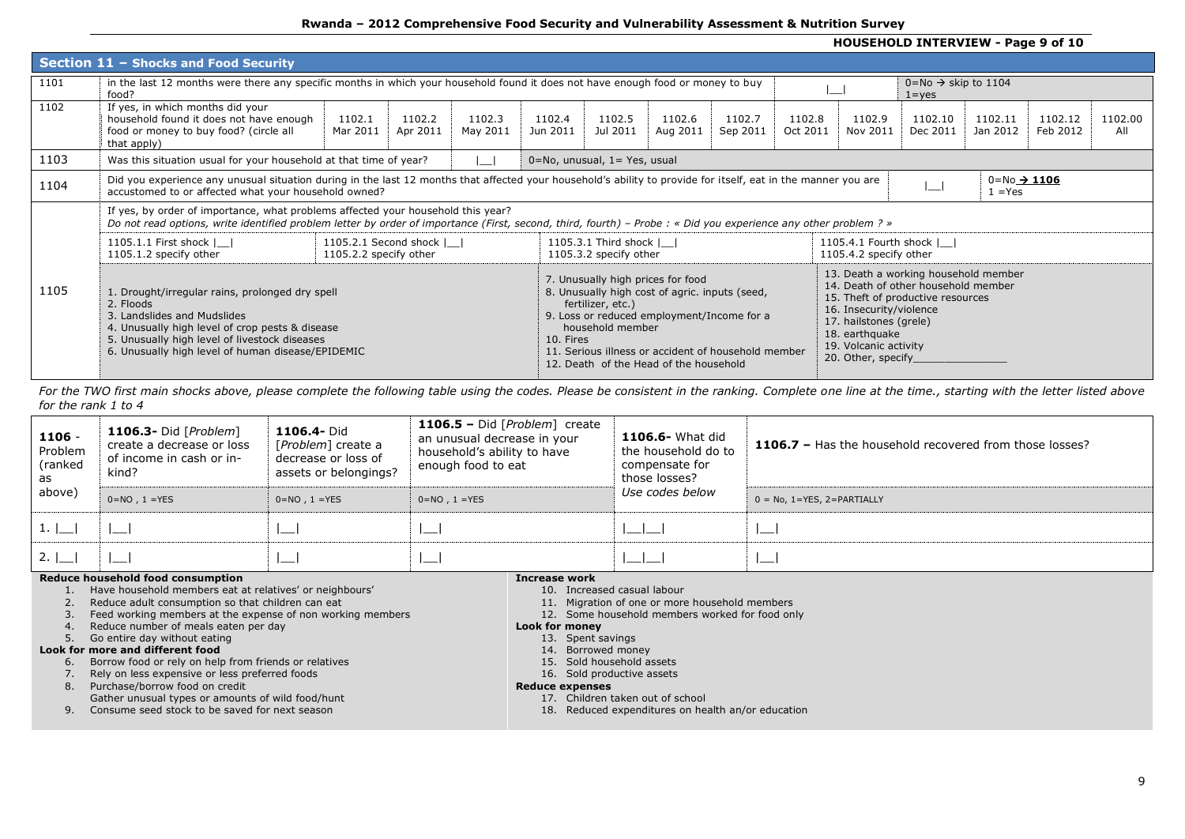**Rwanda – 2012 Comprehensive Food Security and Vulnerability Assessment & Nutrition Survey**

**HOUSEHOLD INTERVIEW**

## Section 11 – Shocks and Food Security

| | | | |
|---|---|---|---|
| 1101 | in the last 12 months were there any specific months in which your household found it does not have enough food or money to buy food? | \|__\| | 0=No → skip to 1104<br>1=yes |

| 1102 | If yes, in which months did your household found it does not have enough food or money to buy food? (circle all that apply) | 1102.1 Mar 2011 | 1102.2 Apr 2011 | 1102.3 May 2011 | 1102.4 Jun 2011 | 1102.5 Jul 2011 | 1102.6 Aug 2011 | 1102.7 Sep 2011 | 1102.8 Oct 2011 | 1102.9 Nov 2011 | 1102.10 Dec 2011 | 1102.11 Jan 2012 | 1102.12 Feb 2012 | 1102.00 All |
|---|---|---|---|---|---|---|---|---|---|---|---|---|---|---|

| | | | |
|---|---|---|---|
| 1103 | Was this situation usual for your household at that time of year? | \|__\| | 0=No, unusual, 1= Yes, usual |
| 1104 | Did you experience any unusual situation during in the last 12 months that affected your household's ability to provide for itself, eat in the manner you are accustomed to or affected what your household owned? | \|__\| | 0=No → **1106**<br>1 =Yes |

**1105** If yes, by order of importance, what problems affected your household this year?
*Do not read options, write identified problem letter by order of importance (First, second, third, fourth) – Probe : « Did you experience any other problem ? »*

| | | | |
|---|---|---|---|
| 1105.1.1 First shock \|__\|<br>1105.1.2 specify other | 1105.2.1 Second shock \|__\|<br>1105.2.2 specify other | 1105.3.1 Third shock \|__\|<br>1105.3.2 specify other | 1105.4.1 Fourth shock \|__\|<br>1105.4.2 specify other |

1. Drought/irregular rains, prolonged dry spell
2. Floods
3. Landslides and Mudslides
4. Unusually high level of crop pests & disease
5. Unusually high level of livestock diseases
6. Unusually high level of human disease/EPIDEMIC
7. Unusually high prices for food
8. Unusually high cost of agric. inputs (seed, fertilizer, etc.)
9. Loss or reduced employment/Income for a household member
10. Fires
11. Serious illness or accident of household member
12. Death of the Head of the household
13. Death a working household member
14. Death of other household member
15. Theft of productive resources
16. Insecurity/violence
17. hailstones (grele)
18. earthquake
19. Volcanic activity
20. Other, specify_______________

*For the TWO first main shocks above, please complete the following table using the codes. Please be consistent in the ranking. Complete one line at the time., starting with the letter listed above for the rank 1 to 4*

| **1106** - Problem (ranked as above) | **1106.3-** Did [*Problem*] create a decrease or loss of income in cash or in-kind? | **1106.4-** Did [*Problem*] create a decrease or loss of assets or belongings? | **1106.5 –** Did [*Problem*] create an unusual decrease in your household's ability to have enough food to eat | **1106.6-** What did the household do to compensate for those losses? | **1106.7 –** Has the household recovered from those losses? |
|---|---|---|---|---|---|
| | 0=NO , 1 =YES | 0=NO , 1 =YES | 0=NO , 1 =YES | *Use codes below* | 0 = No, 1=YES, 2=PARTIALLY |
| 1. \|__\| | \|__\| | \|__\| | \|__\| | \|__\|__\| | \|__\| |
| 2. \|__\| | \|__\| | \|__\| | \|__\| | \|__\|__\| | \|__\| |

**Reduce household food consumption**
1. Have household members eat at relatives' or neighbours'
2. Reduce adult consumption so that children can eat
3. Feed working members at the expense of non working members
4. Reduce number of meals eaten per day
5. Go entire day without eating

**Look for more and different food**

6. Borrow food or rely on help from friends or relatives
7. Rely on less expensive or less preferred foods
8. Purchase/borrow food on credit
   Gather unusual types or amounts of wild food/hunt
9. Consume seed stock to be saved for next season

**Increase work**

10. Increased casual labour
11. Migration of one or more household members
12. Some household members worked for food only

**Look for money**

13. Spent savings
14. Borrowed money
15. Sold household assets
16. Sold productive assets

**Reduce expenses**

17. Children taken out of school
18. Reduced expenditures on health an/or education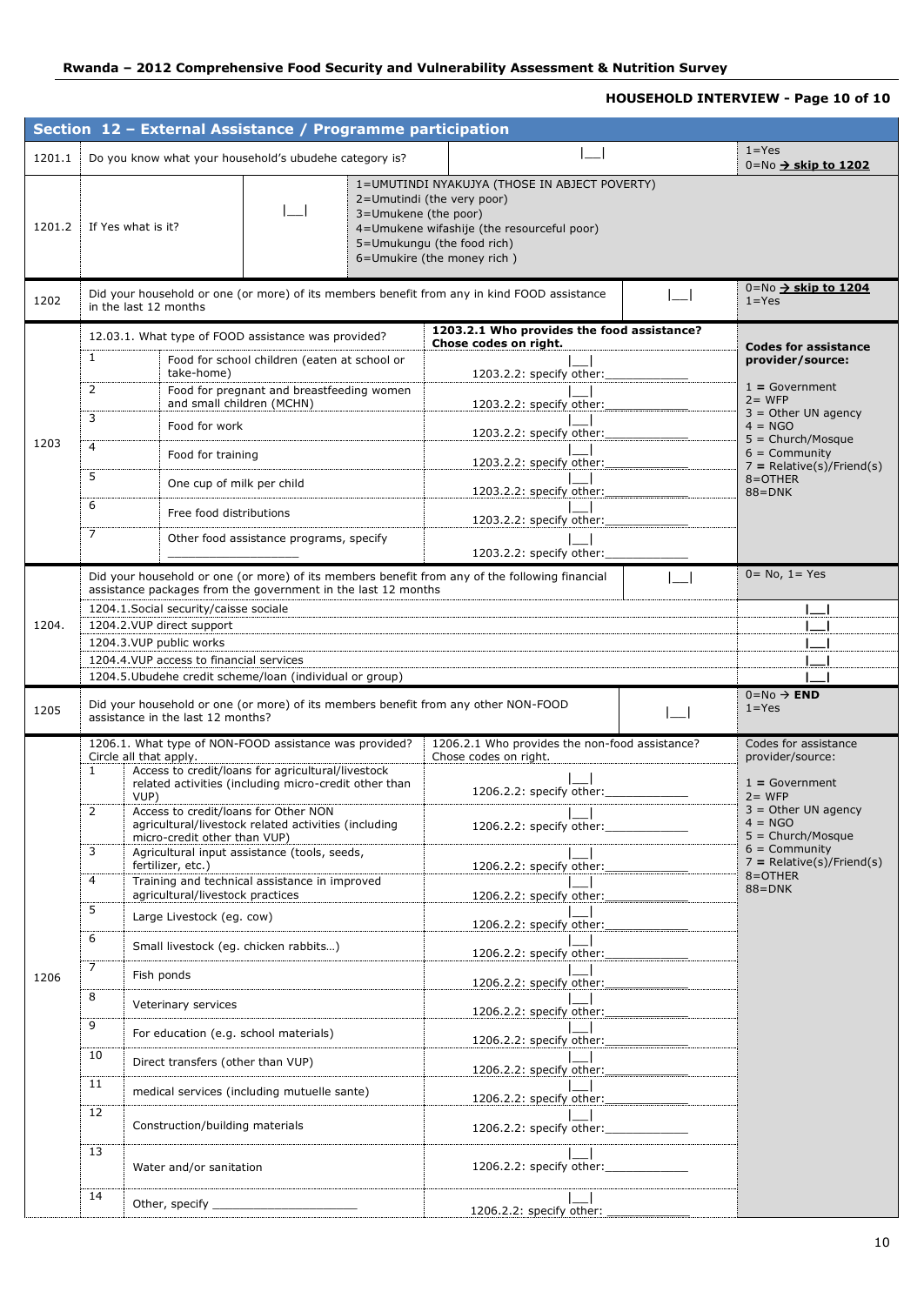## Section 12 – External Assistance / Programme participation

| | | | |
|---|---|---|---|
| 1201.1 | Do you know what your household's ubudehe category is? | \|__\| | 1=Yes<br>0=No → **skip to 1202** |
| 1201.2 | If Yes what is it? | \|__\| | 1=UMUTINDI NYAKUJYA (THOSE IN ABJECT POVERTY)<br>2=Umutindi (the very poor)<br>3=Umukene (the poor)<br>4=Umukene wifashije (the resourceful poor)<br>5=Umukungu (the food rich)<br>6=Umukire (the money rich ) |
| 1202 | Did your household or one (or more) of its members benefit from any in kind FOOD assistance in the last 12 months | \|__\| | 0=No → **skip to 1204**<br>1=Yes |

| 1203 | 12.03.1. What type of FOOD assistance was provided? | | **1203.2.1 Who provides the food assistance? Chose codes on right.** | **Codes for assistance provider/source:** |
|---|---|---|---|---|
| | 1 | Food for school children (eaten at school or take-home) | \|__\| 1203.2.2: specify other:____________ | 1 = Government<br>2= WFP<br>3 = Other UN agency<br>4 = NGO<br>5 = Church/Mosque<br>6 = Community<br>7 = Relative(s)/Friend(s)<br>8=OTHER<br>88=DNK |
| | 2 | Food for pregnant and breastfeeding women and small children (MCHN) | \|__\| 1203.2.2: specify other:____________ | |
| | 3 | Food for work | \|__\| 1203.2.2: specify other:____________ | |
| | 4 | Food for training | \|__\| 1203.2.2: specify other:____________ | |
| | 5 | One cup of milk per child | \|__\| 1203.2.2: specify other:____________ | |
| | 6 | Free food distributions | \|__\| 1203.2.2: specify other:____________ | |
| | 7 | Other food assistance programs, specify ________________ | \|__\| 1203.2.2: specify other:____________ | |

| 1204. | Did your household or one (or more) of its members benefit from any of the following financial assistance packages from the government in the last 12 months | \|__\| | 0= No, 1= Yes |
|---|---|---|---|
| | 1204.1.Social security/caisse sociale | | \|__\| |
| | 1204.2.VUP direct support | | \|__\| |
| | 1204.3.VUP public works | | \|__\| |
| | 1204.4.VUP access to financial services | | \|__\| |
| | 1204.5.Ubudehe credit scheme/loan (individual or group) | | \|__\| |
| 1205 | Did your household or one (or more) of its members benefit from any other NON-FOOD assistance in the last 12 months? | \|__\| | 0=No → **END**<br>1=Yes |

| 1206 | 1206.1. What type of NON-FOOD assistance was provided? Circle all that apply. | | 1206.2.1 Who provides the non-food assistance? Chose codes on right. | Codes for assistance provider/source: |
|---|---|---|---|---|
| | 1 | Access to credit/loans for agricultural/livestock related activities (including micro-credit other than VUP) | \|__\| 1206.2.2: specify other:____________ | 1 = Government<br>2= WFP<br>3 = Other UN agency<br>4 = NGO<br>5 = Church/Mosque<br>6 = Community<br>7 = Relative(s)/Friend(s)<br>8=OTHER<br>88=DNK |
| | 2 | Access to credit/loans for Other NON agricultural/livestock related activities (including micro-credit other than VUP) | \|__\| 1206.2.2: specify other:____________ | |
| | 3 | Agricultural input assistance (tools, seeds, fertilizer, etc.) | \|__\| 1206.2.2: specify other:____________ | |
| | 4 | Training and technical assistance in improved agricultural/livestock practices | \|__\| 1206.2.2: specify other:____________ | |
| | 5 | Large Livestock (eg. cow) | \|__\| 1206.2.2: specify other:____________ | |
| | 6 | Small livestock (eg. chicken rabbits…) | \|__\| 1206.2.2: specify other:____________ | |
| | 7 | Fish ponds | \|__\| 1206.2.2: specify other:____________ | |
| | 8 | Veterinary services | \|__\| 1206.2.2: specify other:____________ | |
| | 9 | For education (e.g. school materials) | \|__\| 1206.2.2: specify other:____________ | |
| | 10 | Direct transfers (other than VUP) | \|__\| 1206.2.2: specify other:____________ | |
| | 11 | medical services (including mutuelle sante) | \|__\| 1206.2.2: specify other:____________ | |
| | 12 | Construction/building materials | \|__\| 1206.2.2: specify other:____________ | |
| | 13 | Water and/or sanitation | \|__\| 1206.2.2: specify other:____________ | |
| | 14 | Other, specify ________________ | \|__\| 1206.2.2: specify other: ____________ | |